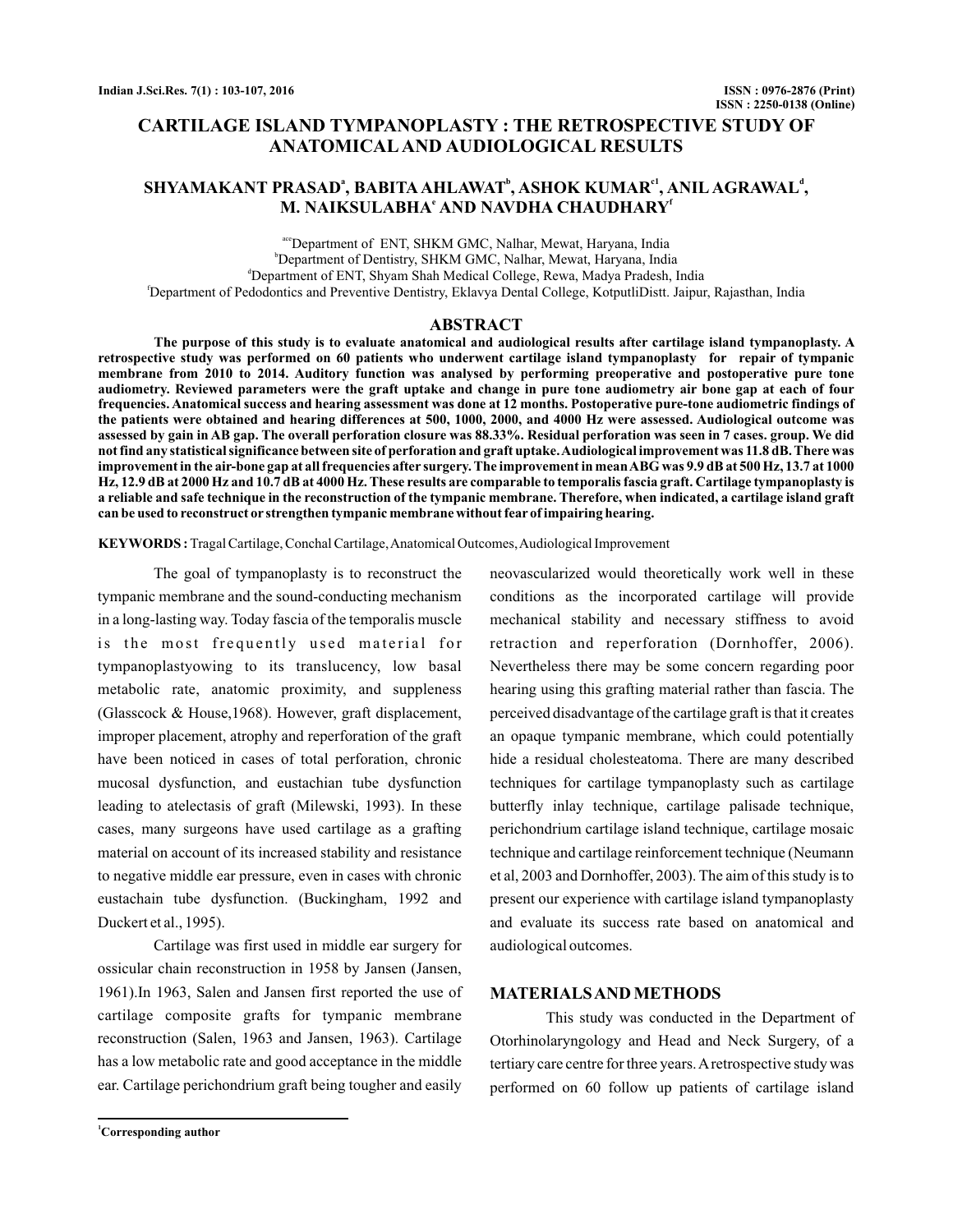# CARTILAGE ISLAND TYMPANOPLASTY : THE RETROSPECTIVE STUDY OF ANATOMICAL AND AUDIOLOGICAL RESULTS

## SHYAMAKANT PRASAD[a], BABITA AHLAWAT[b], ASHOK KUMAR[c1], ANIL AGRAWAL[d], M. NAIKSULABHA[e] AND NAVDHA CHAUDHARY[f]

[ace]Department of ENT, SHKM GMC, Nalhar, Mewat, Haryana, India
[b]Department of Dentistry, SHKM GMC, Nalhar, Mewat, Haryana, India
[d]Department of ENT, Shyam Shah Medical College, Rewa, Madya Pradesh, India
[f]Department of Pedodontics and Preventive Dentistry, Eklavya Dental College, KotputliDistt. Jaipur, Rajasthan, India

## ABSTRACT

**The purpose of this study is to evaluate anatomical and audiological results after cartilage island tympanoplasty. A retrospective study was performed on 60 patients who underwent cartilage island tympanoplasty for repair of tympanic membrane from 2010 to 2014. Auditory function was analysed by performing preoperative and postoperative pure tone audiometry. Reviewed parameters were the graft uptake and change in pure tone audiometry air bone gap at each of four frequencies. Anatomical success and hearing assessment was done at 12 months. Postoperative pure-tone audiometric findings of the patients were obtained and hearing differences at 500, 1000, 2000, and 4000 Hz were assessed. Audiological outcome was assessed by gain in AB gap. The overall perforation closure was 88.33%. Residual perforation was seen in 7 cases. group. We did not find any statistical significance between site of perforation and graft uptake. Audiological improvement was 11.8 dB. There was improvement in the air-bone gap at all frequencies after surgery. The improvement in mean ABG was 9.9 dB at 500 Hz, 13.7 at 1000 Hz, 12.9 dB at 2000 Hz and 10.7 dB at 4000 Hz. These results are comparable to temporalis fascia graft. Cartilage tympanoplasty is a reliable and safe technique in the reconstruction of the tympanic membrane. Therefore, when indicated, a cartilage island graft can be used to reconstruct or strengthen tympanic membrane without fear of impairing hearing.**

**KEYWORDS :** Tragal Cartilage, Conchal Cartilage, Anatomical Outcomes, Audiological Improvement

The goal of tympanoplasty is to reconstruct the tympanic membrane and the sound-conducting mechanism in a long-lasting way. Today fascia of the temporalis muscle is the most frequently used material for tympanoplastyowing to its translucency, low basal metabolic rate, anatomic proximity, and suppleness (Glasscock & House,1968). However, graft displacement, improper placement, atrophy and reperforation of the graft have been noticed in cases of total perforation, chronic mucosal dysfunction, and eustachian tube dysfunction leading to atelectasis of graft (Milewski, 1993). In these cases, many surgeons have used cartilage as a grafting material on account of its increased stability and resistance to negative middle ear pressure, even in cases with chronic eustachain tube dysfunction. (Buckingham, 1992 and Duckert et al., 1995).

Cartilage was first used in middle ear surgery for ossicular chain reconstruction in 1958 by Jansen (Jansen, 1961).In 1963, Salen and Jansen first reported the use of cartilage composite grafts for tympanic membrane reconstruction (Salen, 1963 and Jansen, 1963). Cartilage has a low metabolic rate and good acceptance in the middle ear. Cartilage perichondrium graft being tougher and easily neovascularized would theoretically work well in these conditions as the incorporated cartilage will provide mechanical stability and necessary stiffness to avoid retraction and reperforation (Dornhoffer, 2006). Nevertheless there may be some concern regarding poor hearing using this grafting material rather than fascia. The perceived disadvantage of the cartilage graft is that it creates an opaque tympanic membrane, which could potentially hide a residual cholesteatoma. There are many described techniques for cartilage tympanoplasty such as cartilage butterfly inlay technique, cartilage palisade technique, perichondrium cartilage island technique, cartilage mosaic technique and cartilage reinforcement technique (Neumann et al, 2003 and Dornhoffer, 2003). The aim of this study is to present our experience with cartilage island tympanoplasty and evaluate its success rate based on anatomical and audiological outcomes.

## MATERIALS AND METHODS

This study was conducted in the Department of Otorhinolaryngology and Head and Neck Surgery, of a tertiary care centre for three years. A retrospective study was performed on 60 follow up patients of cartilage island

[1]Corresponding author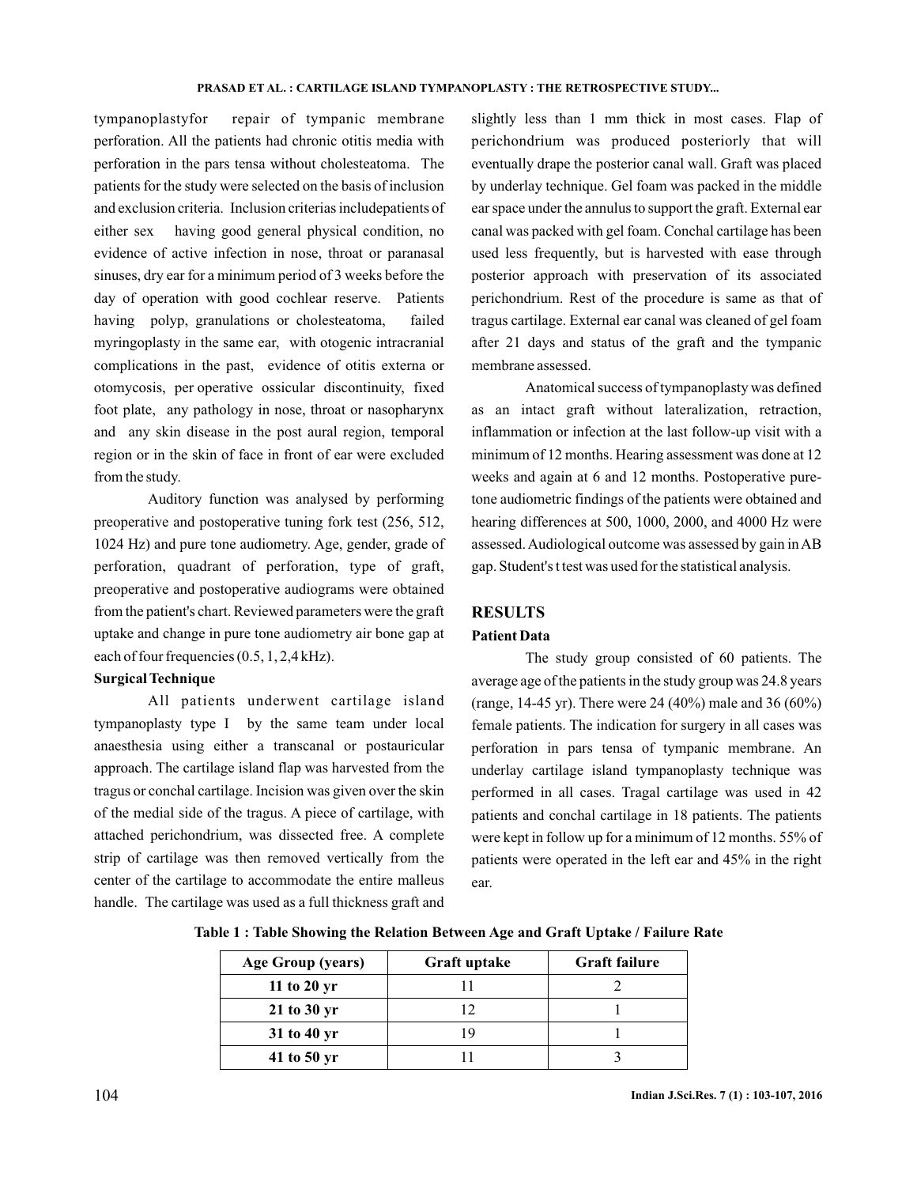tympanoplastyfor repair of tympanic membrane perforation. All the patients had chronic otitis media with perforation in the pars tensa without cholesteatoma. The patients for the study were selected on the basis of inclusion and exclusion criteria. Inclusion criterias includepatients of either sex having good general physical condition, no evidence of active infection in nose, throat or paranasal sinuses, dry ear for a minimum period of 3 weeks before the day of operation with good cochlear reserve. Patients having polyp, granulations or cholesteatoma, failed myringoplasty in the same ear, with otogenic intracranial complications in the past, evidence of otitis externa or otomycosis, per operative ossicular discontinuity, fixed foot plate, any pathology in nose, throat or nasopharynx and any skin disease in the post aural region, temporal region or in the skin of face in front of ear were excluded from the study.

Auditory function was analysed by performing preoperative and postoperative tuning fork test (256, 512, 1024 Hz) and pure tone audiometry. Age, gender, grade of perforation, quadrant of perforation, type of graft, preoperative and postoperative audiograms were obtained from the patient's chart. Reviewed parameters were the graft uptake and change in pure tone audiometry air bone gap at each of four frequencies (0.5, 1, 2,4 kHz).

**Surgical Technique**

All patients underwent cartilage island tympanoplasty type I by the same team under local anaesthesia using either a transcanal or postauricular approach. The cartilage island flap was harvested from the tragus or conchal cartilage. Incision was given over the skin of the medial side of the tragus. A piece of cartilage, with attached perichondrium, was dissected free. A complete strip of cartilage was then removed vertically from the center of the cartilage to accommodate the entire malleus handle. The cartilage was used as a full thickness graft and slightly less than 1 mm thick in most cases. Flap of perichondrium was produced posteriorly that will eventually drape the posterior canal wall. Graft was placed by underlay technique. Gel foam was packed in the middle ear space under the annulus to support the graft. External ear canal was packed with gel foam. Conchal cartilage has been used less frequently, but is harvested with ease through posterior approach with preservation of its associated perichondrium. Rest of the procedure is same as that of tragus cartilage. External ear canal was cleaned of gel foam after 21 days and status of the graft and the tympanic membrane assessed.

Anatomical success of tympanoplasty was defined as an intact graft without lateralization, retraction, inflammation or infection at the last follow-up visit with a minimum of 12 months. Hearing assessment was done at 12 weeks and again at 6 and 12 months. Postoperative pure-tone audiometric findings of the patients were obtained and hearing differences at 500, 1000, 2000, and 4000 Hz were assessed. Audiological outcome was assessed by gain in AB gap. Student's t test was used for the statistical analysis.

## RESULTS

**Patient Data**

The study group consisted of 60 patients. The average age of the patients in the study group was 24.8 years (range, 14-45 yr). There were 24 (40%) male and 36 (60%) female patients. The indication for surgery in all cases was perforation in pars tensa of tympanic membrane. An underlay cartilage island tympanoplasty technique was performed in all cases. Tragal cartilage was used in 42 patients and conchal cartilage in 18 patients. The patients were kept in follow up for a minimum of 12 months. 55% of patients were operated in the left ear and 45% in the right ear.

**Table 1 : Table Showing the Relation Between Age and Graft Uptake / Failure Rate**

| Age Group (years) | Graft uptake | Graft failure |
|---|---|---|
| 11 to 20 yr | 11 | 2 |
| 21 to 30 yr | 12 | 1 |
| 31 to 40 yr | 19 | 1 |
| 41 to 50 yr | 11 | 3 |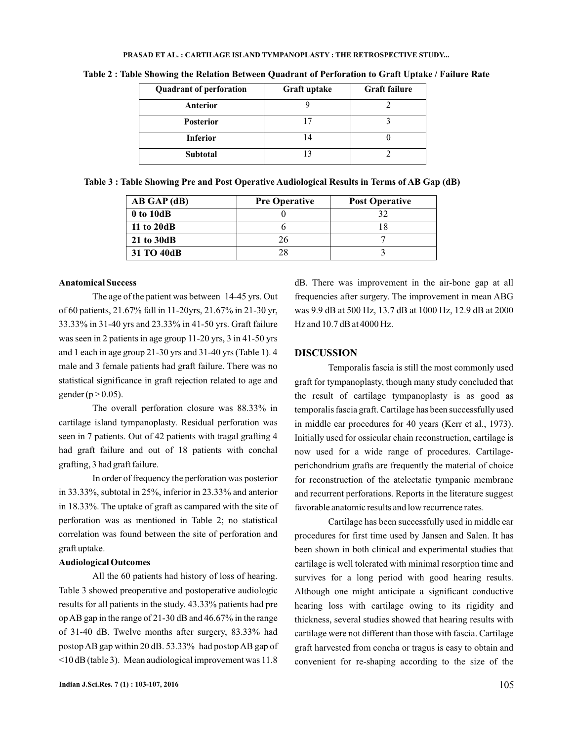**Table 2 : Table Showing the Relation Between Quadrant of Perforation to Graft Uptake / Failure Rate**

| Quadrant of perforation | Graft uptake | Graft failure |
|---|---|---|
| **Anterior** | 9 | 2 |
| **Posterior** | 17 | 3 |
| **Inferior** | 14 | 0 |
| **Subtotal** | 13 | 2 |

**Table 3 : Table Showing Pre and Post Operative Audiological Results in Terms of AB Gap (dB)**

| AB GAP (dB) | Pre Operative | Post Operative |
|---|---|---|
| **0 to 10dB** | 0 | 32 |
| **11 to 20dB** | 6 | 18 |
| **21 to 30dB** | 26 | 7 |
| **31 TO 40dB** | 28 | 3 |

**Anatomical Success**

The age of the patient was between 14-45 yrs. Out of 60 patients, 21.67% fall in 11-20yrs, 21.67% in 21-30 yr, 33.33% in 31-40 yrs and 23.33% in 41-50 yrs. Graft failure was seen in 2 patients in age group 11-20 yrs, 3 in 41-50 yrs and 1 each in age group 21-30 yrs and 31-40 yrs (Table 1). 4 male and 3 female patients had graft failure. There was no statistical significance in graft rejection related to age and gender ($p > 0.05$).

The overall perforation closure was 88.33% in cartilage island tympanoplasty. Residual perforation was seen in 7 patients. Out of 42 patients with tragal grafting 4 had graft failure and out of 18 patients with conchal grafting, 3 had graft failure.

In order of frequency the perforation was posterior in 33.33%, subtotal in 25%, inferior in 23.33% and anterior in 18.33%. The uptake of graft as campared with the site of perforation was as mentioned in Table 2; no statistical correlation was found between the site of perforation and graft uptake.

**Audiological Outcomes**

All the 60 patients had history of loss of hearing. Table 3 showed preoperative and postoperative audiologic results for all patients in the study. 43.33% patients had pre op AB gap in the range of 21-30 dB and 46.67% in the range of 31-40 dB. Twelve months after surgery, 83.33% had postop AB gap within 20 dB. 53.33% had postop AB gap of <10 dB (table 3). Mean audiological improvement was 11.8 dB. There was improvement in the air-bone gap at all frequencies after surgery. The improvement in mean ABG was 9.9 dB at 500 Hz, 13.7 dB at 1000 Hz, 12.9 dB at 2000 Hz and 10.7 dB at 4000 Hz.

## DISCUSSION

Temporalis fascia is still the most commonly used graft for tympanoplasty, though many study concluded that the result of cartilage tympanoplasty is as good as temporalis fascia graft. Cartilage has been successfully used in middle ear procedures for 40 years (Kerr et al., 1973). Initially used for ossicular chain reconstruction, cartilage is now used for a wide range of procedures. Cartilage-perichondrium grafts are frequently the material of choice for reconstruction of the atelectatic tympanic membrane and recurrent perforations. Reports in the literature suggest favorable anatomic results and low recurrence rates.

Cartilage has been successfully used in middle ear procedures for first time used by Jansen and Salen. It has been shown in both clinical and experimental studies that cartilage is well tolerated with minimal resorption time and survives for a long period with good hearing results. Although one might anticipate a significant conductive hearing loss with cartilage owing to its rigidity and thickness, several studies showed that hearing results with cartilage were not different than those with fascia. Cartilage graft harvested from concha or tragus is easy to obtain and convenient for re-shaping according to the size of the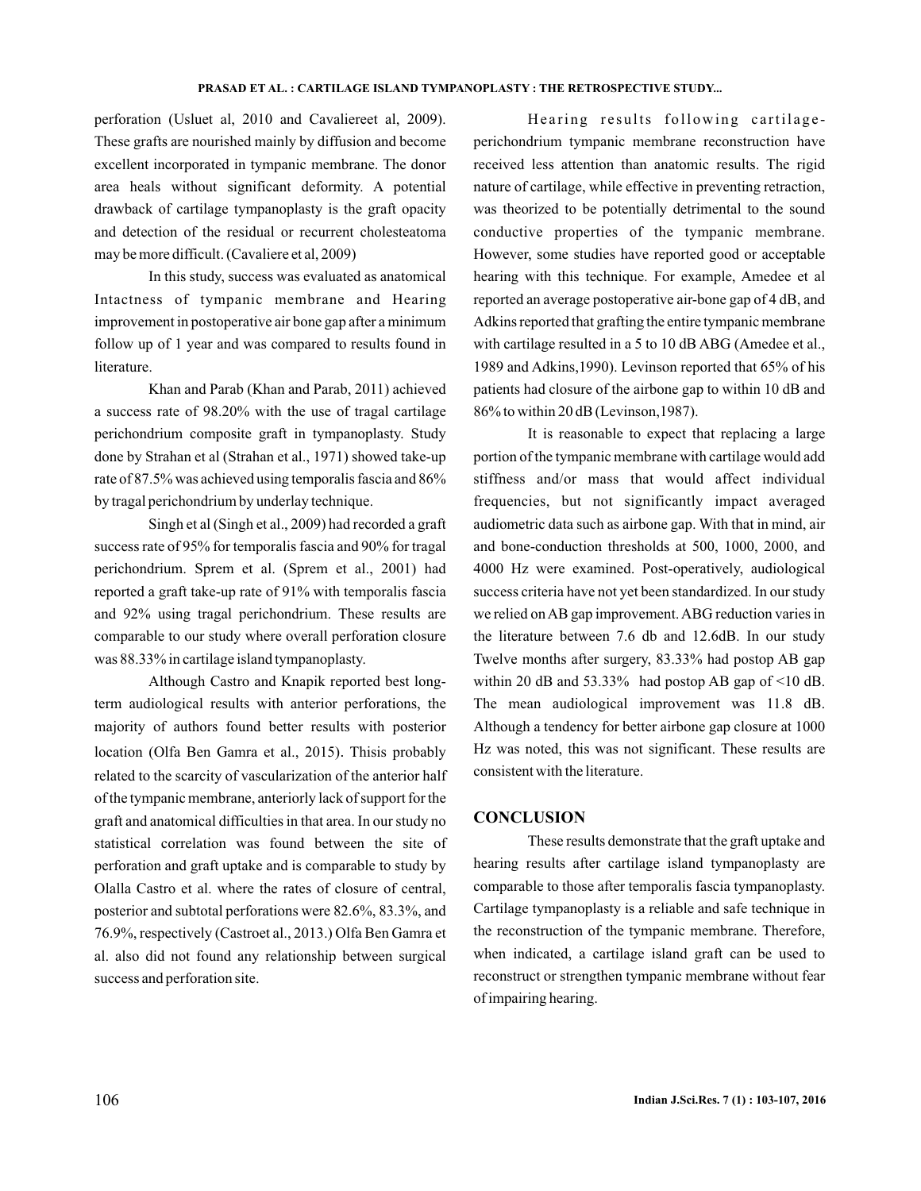perforation (Usluet al, 2010 and Cavaliereet al, 2009). These grafts are nourished mainly by diffusion and become excellent incorporated in tympanic membrane. The donor area heals without significant deformity. A potential drawback of cartilage tympanoplasty is the graft opacity and detection of the residual or recurrent cholesteatoma may be more difficult. (Cavaliere et al, 2009)

In this study, success was evaluated as anatomical Intactness of tympanic membrane and Hearing improvement in postoperative air bone gap after a minimum follow up of 1 year and was compared to results found in literature.

Khan and Parab (Khan and Parab, 2011) achieved a success rate of 98.20% with the use of tragal cartilage perichondrium composite graft in tympanoplasty. Study done by Strahan et al (Strahan et al., 1971) showed take-up rate of 87.5% was achieved using temporalis fascia and 86% by tragal perichondrium by underlay technique.

Singh et al (Singh et al., 2009) had recorded a graft success rate of 95% for temporalis fascia and 90% for tragal perichondrium. Sprem et al. (Sprem et al., 2001) had reported a graft take-up rate of 91% with temporalis fascia and 92% using tragal perichondrium. These results are comparable to our study where overall perforation closure was 88.33% in cartilage island tympanoplasty.

Although Castro and Knapik reported best long-term audiological results with anterior perforations, the majority of authors found better results with posterior location (Olfa Ben Gamra et al., 2015). Thisis probably related to the scarcity of vascularization of the anterior half of the tympanic membrane, anteriorly lack of support for the graft and anatomical difficulties in that area. In our study no statistical correlation was found between the site of perforation and graft uptake and is comparable to study by Olalla Castro et al. where the rates of closure of central, posterior and subtotal perforations were 82.6%, 83.3%, and 76.9%, respectively (Castroet al., 2013.) Olfa Ben Gamra et al. also did not found any relationship between surgical success and perforation site.

Hearing results following cartilage-perichondrium tympanic membrane reconstruction have received less attention than anatomic results. The rigid nature of cartilage, while effective in preventing retraction, was theorized to be potentially detrimental to the sound conductive properties of the tympanic membrane. However, some studies have reported good or acceptable hearing with this technique. For example, Amedee et al reported an average postoperative air-bone gap of 4 dB, and Adkins reported that grafting the entire tympanic membrane with cartilage resulted in a 5 to 10 dB ABG (Amedee et al., 1989 and Adkins,1990). Levinson reported that 65% of his patients had closure of the airbone gap to within 10 dB and 86% to within 20 dB (Levinson,1987).

It is reasonable to expect that replacing a large portion of the tympanic membrane with cartilage would add stiffness and/or mass that would affect individual frequencies, but not significantly impact averaged audiometric data such as airbone gap. With that in mind, air and bone-conduction thresholds at 500, 1000, 2000, and 4000 Hz were examined. Post-operatively, audiological success criteria have not yet been standardized. In our study we relied on AB gap improvement. ABG reduction varies in the literature between 7.6 db and 12.6dB. In our study Twelve months after surgery, 83.33% had postop AB gap within 20 dB and 53.33% had postop AB gap of <10 dB. The mean audiological improvement was 11.8 dB. Although a tendency for better airbone gap closure at 1000 Hz was noted, this was not significant. These results are consistent with the literature.

## CONCLUSION

These results demonstrate that the graft uptake and hearing results after cartilage island tympanoplasty are comparable to those after temporalis fascia tympanoplasty. Cartilage tympanoplasty is a reliable and safe technique in the reconstruction of the tympanic membrane. Therefore, when indicated, a cartilage island graft can be used to reconstruct or strengthen tympanic membrane without fear of impairing hearing.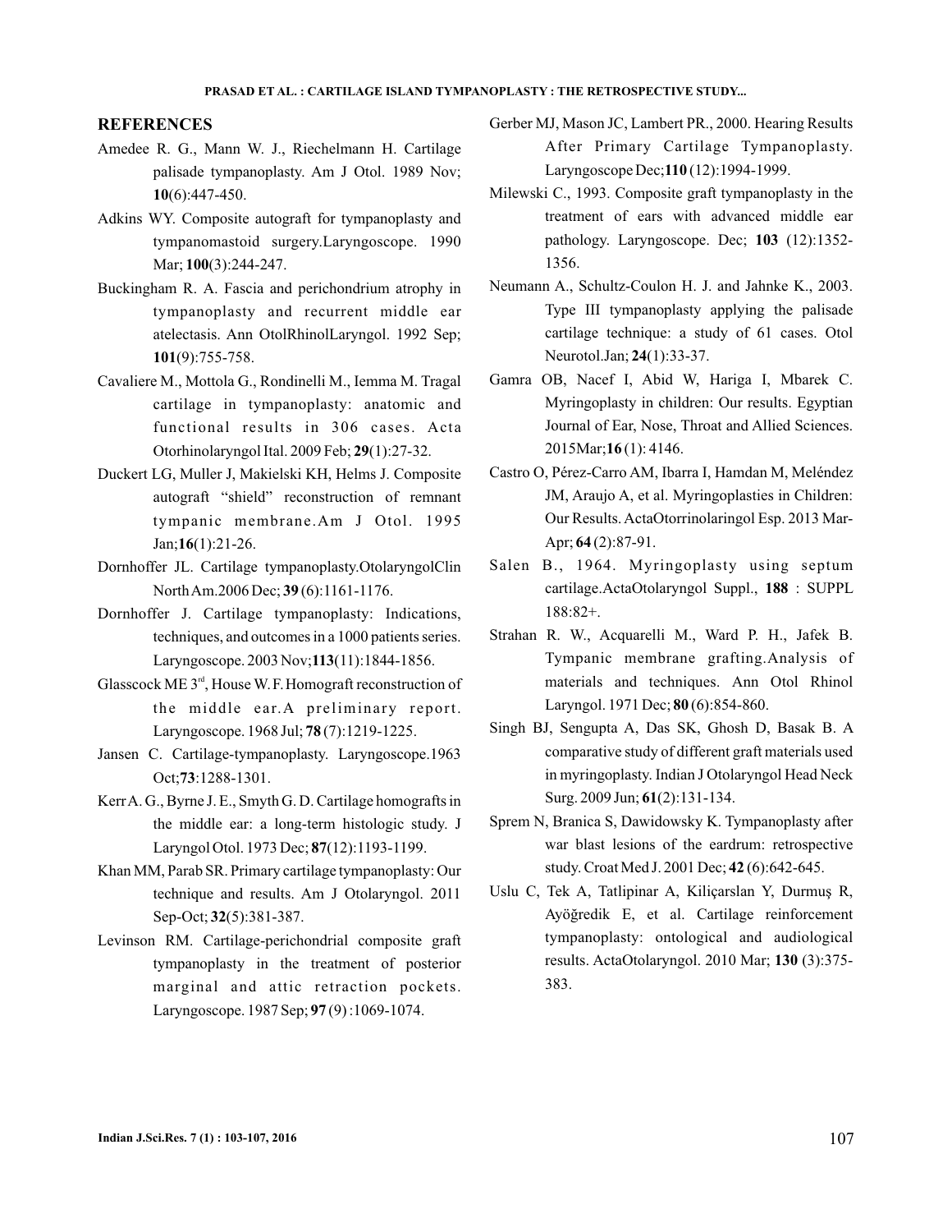## REFERENCES

Amedee R. G., Mann W. J., Riechelmann H. Cartilage palisade tympanoplasty. Am J Otol. 1989 Nov; **10**(6):447-450.

Adkins WY. Composite autograft for tympanoplasty and tympanomastoid surgery.Laryngoscope. 1990 Mar; **100**(3):244-247.

Buckingham R. A. Fascia and perichondrium atrophy in tympanoplasty and recurrent middle ear atelectasis. Ann OtolRhinolLaryngol. 1992 Sep; **101**(9):755-758.

Cavaliere M., Mottola G., Rondinelli M., Iemma M. Tragal cartilage in tympanoplasty: anatomic and functional results in 306 cases. Acta Otorhinolaryngol Ital. 2009 Feb; **29**(1):27-32.

Duckert LG, Muller J, Makielski KH, Helms J. Composite autograft "shield" reconstruction of remnant tympanic membrane.Am J Otol. 1995 Jan;**16**(1):21-26.

Dornhoffer JL. Cartilage tympanoplasty.OtolaryngolClin North Am.2006 Dec; **39** (6):1161-1176.

Dornhoffer J. Cartilage tympanoplasty: Indications, techniques, and outcomes in a 1000 patients series. Laryngoscope. 2003 Nov;**113**(11):1844-1856.

Glasscock ME 3rd, House W. F. Homograft reconstruction of the middle ear.A preliminary report. Laryngoscope. 1968 Jul; **78** (7):1219-1225.

Jansen C. Cartilage-tympanoplasty. Laryngoscope.1963 Oct;**73**:1288-1301.

Kerr A. G., Byrne J. E., Smyth G. D. Cartilage homografts in the middle ear: a long-term histologic study. J Laryngol Otol. 1973 Dec; **87**(12):1193-1199.

Khan MM, Parab SR. Primary cartilage tympanoplasty: Our technique and results. Am J Otolaryngol. 2011 Sep-Oct; **32**(5):381-387.

Levinson RM. Cartilage-perichondrial composite graft tympanoplasty in the treatment of posterior marginal and attic retraction pockets. Laryngoscope. 1987 Sep; **97** (9) :1069-1074.

Gerber MJ, Mason JC, Lambert PR., 2000. Hearing Results After Primary Cartilage Tympanoplasty. Laryngoscope Dec;**110** (12):1994-1999.

Milewski C., 1993. Composite graft tympanoplasty in the treatment of ears with advanced middle ear pathology. Laryngoscope. Dec; **103** (12):1352-1356.

Neumann A., Schultz-Coulon H. J. and Jahnke K., 2003. Type III tympanoplasty applying the palisade cartilage technique: a study of 61 cases. Otol Neurotol.Jan; **24**(1):33-37.

Gamra OB, Nacef I, Abid W, Hariga I, Mbarek C. Myringoplasty in children: Our results. Egyptian Journal of Ear, Nose, Throat and Allied Sciences. 2015Mar;**16** (1): 4146.

Castro O, Pérez-Carro AM, Ibarra I, Hamdan M, Meléndez JM, Araujo A, et al. Myringoplasties in Children: Our Results. ActaOtorrinolaringol Esp. 2013 Mar-Apr; **64** (2):87-91.

Salen B., 1964. Myringoplasty using septum cartilage.ActaOtolaryngol Suppl., **188** : SUPPL 188:82+.

Strahan R. W., Acquarelli M., Ward P. H., Jafek B. Tympanic membrane grafting.Analysis of materials and techniques. Ann Otol Rhinol Laryngol. 1971 Dec; **80** (6):854-860.

Singh BJ, Sengupta A, Das SK, Ghosh D, Basak B. A comparative study of different graft materials used in myringoplasty. Indian J Otolaryngol Head Neck Surg. 2009 Jun; **61**(2):131-134.

Sprem N, Branica S, Dawidowsky K. Tympanoplasty after war blast lesions of the eardrum: retrospective study. Croat Med J. 2001 Dec; **42** (6):642-645.

Uslu C, Tek A, Tatlipinar A, Kiliçarslan Y, Durmuş R, Ayöğredik E, et al. Cartilage reinforcement tympanoplasty: ontological and audiological results. ActaOtolaryngol. 2010 Mar; **130** (3):375-383.